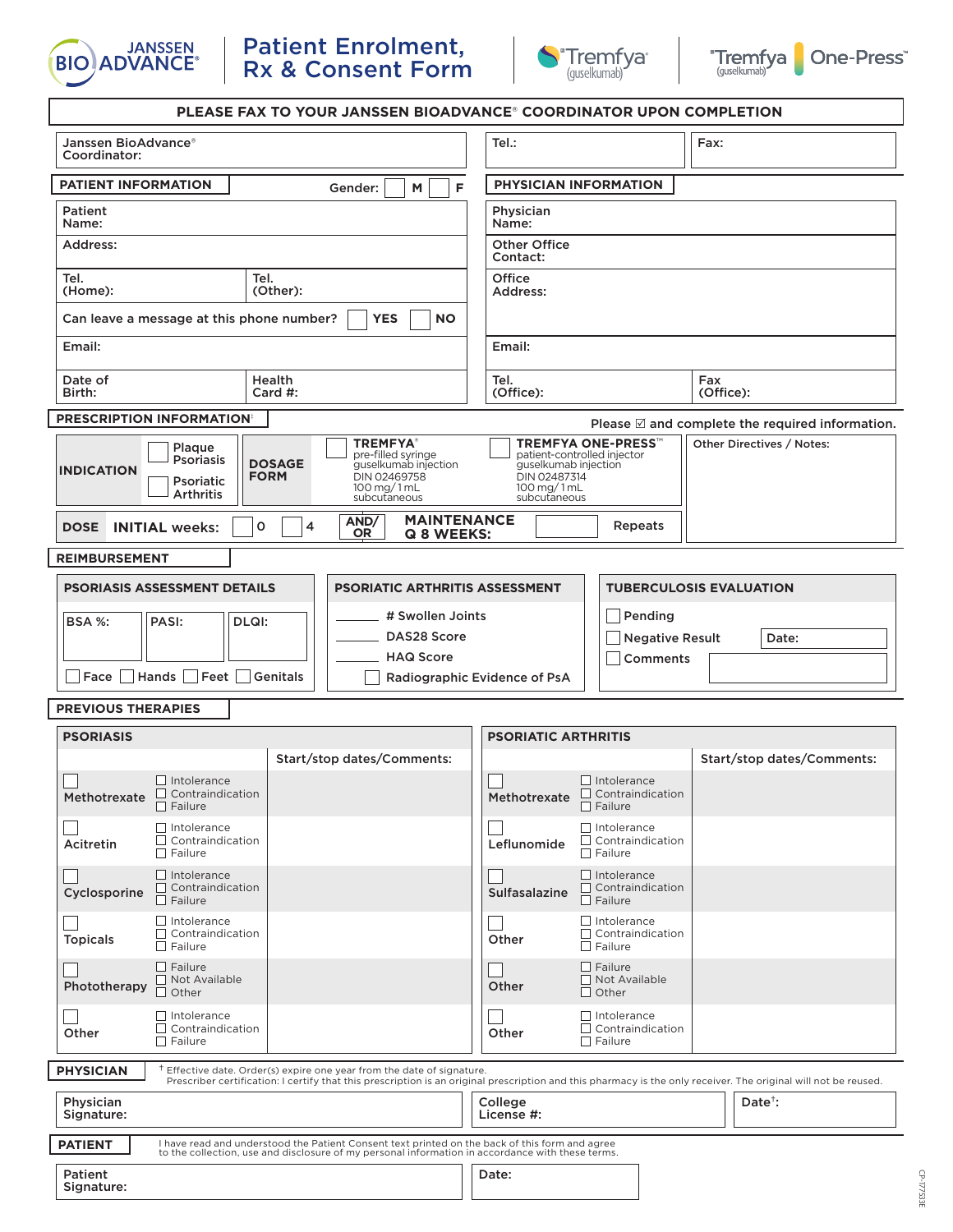# Patient Enrolment, Rx & Consent Form

Janssen BioAdvance® | Tremfya® (guselkumab) | Tremfya® One-Press™

**PLEASE FAX TO YOUR JANSSEN BIOADVANCE® COORDINATOR UPON COMPLETION**

| Janssen BioAdvance® Coordinator: | Tel.: | Fax: |
|---|---|---|
| | | |

## PATIENT INFORMATION

Gender: ☐ M ☐ F

| | |
|---|---|
| Patient Name: | |
| Address: | |
| Tel. (Home): | Tel. (Other): |
| Can leave a message at this phone number? ☐ YES ☐ NO | |
| Email: | |
| Date of Birth: | Health Card #: |

## PHYSICIAN INFORMATION

| | |
|---|---|
| Physician Name: | |
| Other Office Contact: | |
| Office Address: | |
| Email: | |
| Tel. (Office): | Fax (Office): |

## PRESCRIPTION INFORMATION†

Please ☑ and complete the required information.

| INDICATION | DOSAGE FORM | | |
|---|---|---|---|
| ☐ Plaque Psoriasis<br>☐ Psoriatic Arthritis | | ☐ **TREMFYA®** pre-filled syringe guselkumab injection DIN 02469758 100 mg/ 1 mL subcutaneous | ☐ **TREMFYA ONE-PRESS™** patient-controlled injector guselkumab injection DIN 02487314 100 mg/ 1 mL subcutaneous |

**DOSE** **INITIAL weeks:** ☐ 0 ☐ 4 **AND/ OR** **MAINTENANCE Q 8 WEEKS:** ______ Repeats

Other Directives / Notes:

## REIMBURSEMENT

### PSORIASIS ASSESSMENT DETAILS

| BSA %: | PASI: | DLQI: |
|---|---|---|
| | | |

☐ Face ☐ Hands ☐ Feet ☐ Genitals

### PSORIATIC ARTHRITIS ASSESSMENT

______ # Swollen Joints
______ DAS28 Score
______ HAQ Score
☐ Radiographic Evidence of PsA

### TUBERCULOSIS EVALUATION

☐ Pending
☐ Negative Result Date:
☐ Comments

## PREVIOUS THERAPIES

### PSORIASIS

| Therapy | | Start/stop dates/Comments: |
|---|---|---|
| ☐ Methotrexate | ☐ Intolerance ☐ Contraindication ☐ Failure | |
| ☐ Acitretin | ☐ Intolerance ☐ Contraindication ☐ Failure | |
| ☐ Cyclosporine | ☐ Intolerance ☐ Contraindication ☐ Failure | |
| ☐ Topicals | ☐ Intolerance ☐ Contraindication ☐ Failure | |
| ☐ Phototherapy | ☐ Failure ☐ Not Available ☐ Other | |
| ☐ Other | ☐ Intolerance ☐ Contraindication ☐ Failure | |

### PSORIATIC ARTHRITIS

| Therapy | | Start/stop dates/Comments: |
|---|---|---|
| ☐ Methotrexate | ☐ Intolerance ☐ Contraindication ☐ Failure | |
| ☐ Leflunomide | ☐ Intolerance ☐ Contraindication ☐ Failure | |
| ☐ Sulfasalazine | ☐ Intolerance ☐ Contraindication ☐ Failure | |
| ☐ Other | ☐ Intolerance ☐ Contraindication ☐ Failure | |
| ☐ Other | ☐ Failure ☐ Not Available ☐ Other | |
| ☐ Other | ☐ Intolerance ☐ Contraindication ☐ Failure | |

## PHYSICIAN

† Effective date. Order(s) expire one year from the date of signature.
Prescriber certification: I certify that this prescription is an original prescription and this pharmacy is the only receiver. The original will not be reused.

| Physician Signature: | College License #: | Date†: |
|---|---|---|
| | | |

## PATIENT

I have read and understood the Patient Consent text printed on the back of this form and agree to the collection, use and disclosure of my personal information in accordance with these terms.

| Patient Signature: | Date: |
|---|---|
| | |

CP-177533E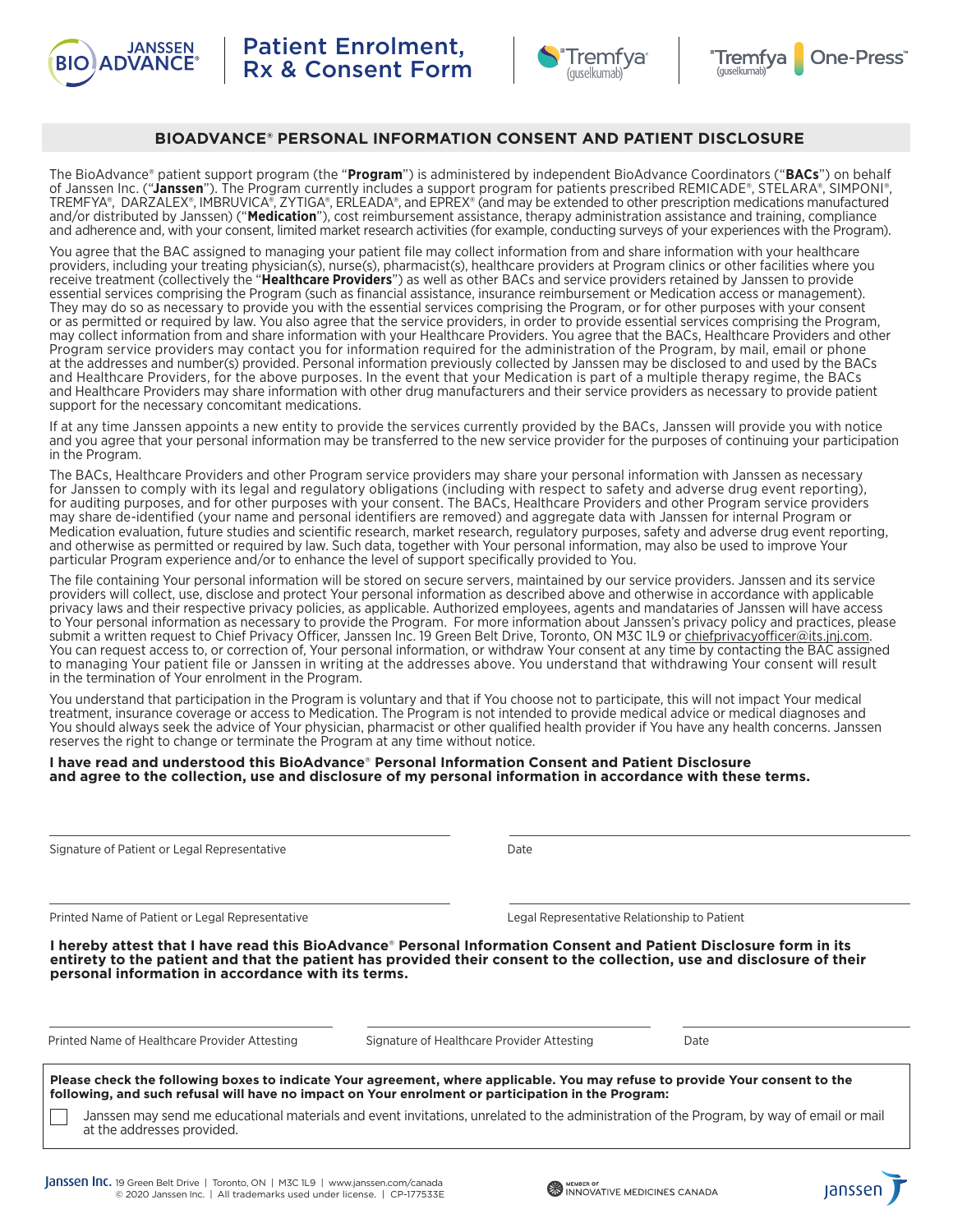# Patient Enrolment, Rx & Consent Form

## BIOADVANCE® PERSONAL INFORMATION CONSENT AND PATIENT DISCLOSURE

The BioAdvance® patient support program (the "**Program**") is administered by independent BioAdvance Coordinators ("**BACs**") on behalf of Janssen Inc. ("**Janssen**"). The Program currently includes a support program for patients prescribed REMICADE®, STELARA®, SIMPONI®, TREMFYA®, DARZALEX®, IMBRUVICA®, ZYTIGA®, ERLEADA®, and EPREX® (and may be extended to other prescription medications manufactured and/or distributed by Janssen) ("**Medication**"), cost reimbursement assistance, therapy administration assistance and training, compliance and adherence and, with your consent, limited market research activities (for example, conducting surveys of your experiences with the Program).

You agree that the BAC assigned to managing your patient file may collect information from and share information with your healthcare providers, including your treating physician(s), nurse(s), pharmacist(s), healthcare providers at Program clinics or other facilities where you receive treatment (collectively the "**Healthcare Providers**") as well as other BACs and service providers retained by Janssen to provide essential services comprising the Program (such as financial assistance, insurance reimbursement or Medication access or management). They may do so as necessary to provide you with the essential services comprising the Program, or for other purposes with your consent or as permitted or required by law. You also agree that the service providers, in order to provide essential services comprising the Program, may collect information from and share information with your Healthcare Providers. You agree that the BACs, Healthcare Providers and other Program service providers may contact you for information required for the administration of the Program, by mail, email or phone at the addresses and number(s) provided. Personal information previously collected by Janssen may be disclosed to and used by the BACs and Healthcare Providers, for the above purposes. In the event that your Medication is part of a multiple therapy regime, the BACs and Healthcare Providers may share information with other drug manufacturers and their service providers as necessary to provide patient support for the necessary concomitant medications.

If at any time Janssen appoints a new entity to provide the services currently provided by the BACs, Janssen will provide you with notice and you agree that your personal information may be transferred to the new service provider for the purposes of continuing your participation in the Program.

The BACs, Healthcare Providers and other Program service providers may share your personal information with Janssen as necessary for Janssen to comply with its legal and regulatory obligations (including with respect to safety and adverse drug event reporting), for auditing purposes, and for other purposes with your consent. The BACs, Healthcare Providers and other Program service providers may share de-identified (your name and personal identifiers are removed) and aggregate data with Janssen for internal Program or Medication evaluation, future studies and scientific research, market research, regulatory purposes, safety and adverse drug event reporting, and otherwise as permitted or required by law. Such data, together with Your personal information, may also be used to improve Your particular Program experience and/or to enhance the level of support specifically provided to You.

The file containing Your personal information will be stored on secure servers, maintained by our service providers. Janssen and its service providers will collect, use, disclose and protect Your personal information as described above and otherwise in accordance with applicable privacy laws and their respective privacy policies, as applicable. Authorized employees, agents and mandataries of Janssen will have access to Your personal information as necessary to provide the Program. For more information about Janssen's privacy policy and practices, please submit a written request to Chief Privacy Officer, Janssen Inc. 19 Green Belt Drive, Toronto, ON M3C 1L9 or chiefprivacyofficer@its.jnj.com. You can request access to, or correction of, Your personal information, or withdraw Your consent at any time by contacting the BAC assigned to managing Your patient file or Janssen in writing at the addresses above. You understand that withdrawing Your consent will result in the termination of Your enrolment in the Program.

You understand that participation in the Program is voluntary and that if You choose not to participate, this will not impact Your medical treatment, insurance coverage or access to Medication. The Program is not intended to provide medical advice or medical diagnoses and You should always seek the advice of Your physician, pharmacist or other qualified health provider if You have any health concerns. Janssen reserves the right to change or terminate the Program at any time without notice.

**I have read and understood this BioAdvance® Personal Information Consent and Patient Disclosure and agree to the collection, use and disclosure of my personal information in accordance with these terms.**

Signature of Patient or Legal Representative ____________________ Date ____________________

Printed Name of Patient or Legal Representative ____________________ Legal Representative Relationship to Patient ____________________

**I hereby attest that I have read this BioAdvance® Personal Information Consent and Patient Disclosure form in its entirety to the patient and that the patient has provided their consent to the collection, use and disclosure of their personal information in accordance with its terms.**

Printed Name of Healthcare Provider Attesting ____________________ Signature of Healthcare Provider Attesting ____________________ Date ____________________

**Please check the following boxes to indicate Your agreement, where applicable. You may refuse to provide Your consent to the following, and such refusal will have no impact on Your enrolment or participation in the Program:**

☐ Janssen may send me educational materials and event invitations, unrelated to the administration of the Program, by way of email or mail at the addresses provided.

Janssen Inc. 19 Green Belt Drive | Toronto, ON | M3C 1L9 | www.janssen.com/canada
© 2020 Janssen Inc. | All trademarks used under license. | CP-177533E

MEMBER OF INNOVATIVE MEDICINES CANADA